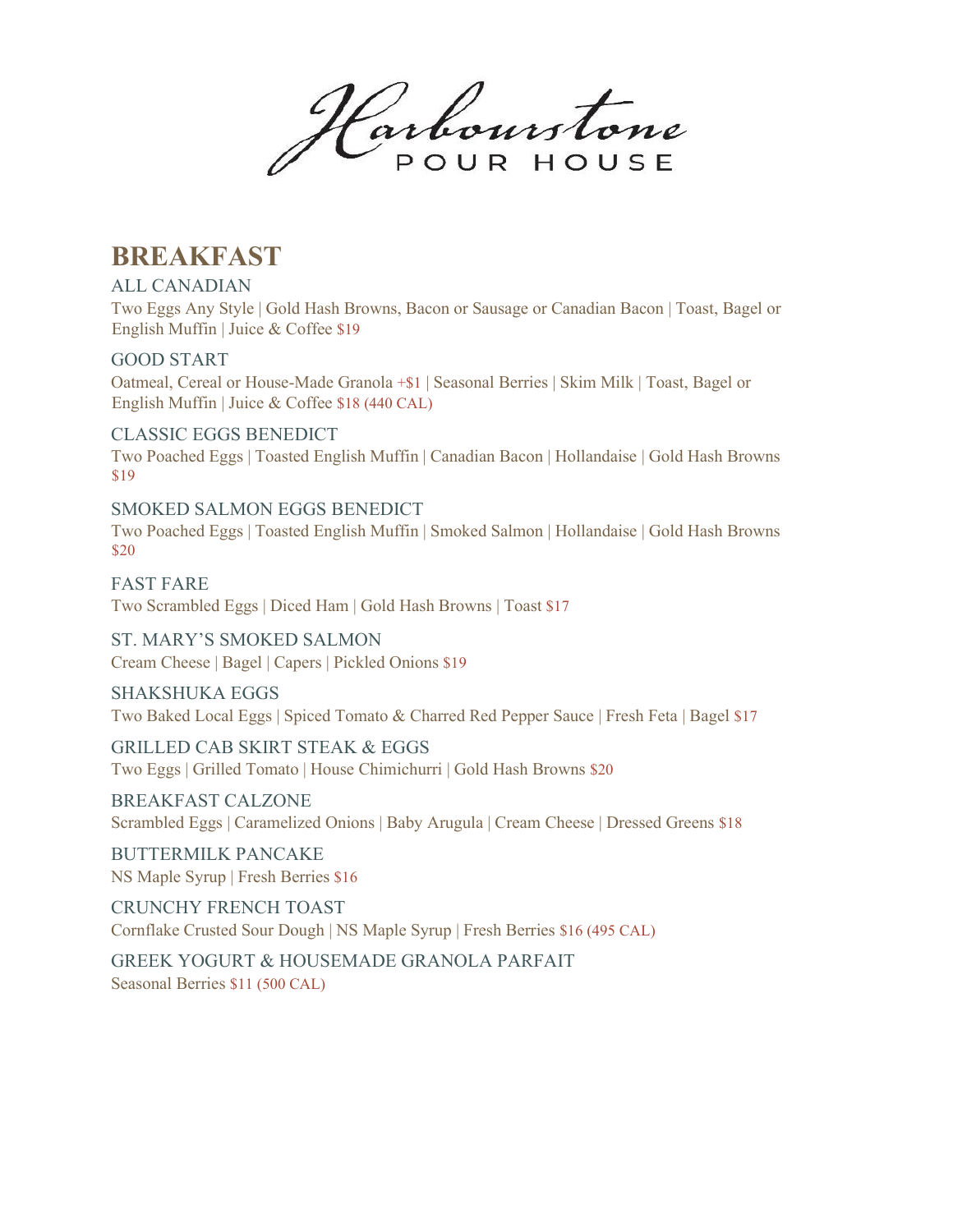# Harbourstone POUR HOUSE

## BREAKFAST

**ALL CANADIAN**
Two Eggs Any Style | Gold Hash Browns, Bacon or Sausage or Canadian Bacon | Toast, Bagel or English Muffin | Juice & Coffee $19

**GOOD START**
Oatmeal, Cereal or House-Made Granola +$1 | Seasonal Berries | Skim Milk | Toast, Bagel or English Muffin | Juice & Coffee $18 (440 CAL)

**CLASSIC EGGS BENEDICT**
Two Poached Eggs | Toasted English Muffin | Canadian Bacon | Hollandaise | Gold Hash Browns $19

**SMOKED SALMON EGGS BENEDICT**
Two Poached Eggs | Toasted English Muffin | Smoked Salmon | Hollandaise | Gold Hash Browns $20

**FAST FARE**
Two Scrambled Eggs | Diced Ham | Gold Hash Browns | Toast $17

**ST. MARY'S SMOKED SALMON**
Cream Cheese | Bagel | Capers | Pickled Onions $19

**SHAKSHUKA EGGS**
Two Baked Local Eggs | Spiced Tomato & Charred Red Pepper Sauce | Fresh Feta | Bagel $17

**GRILLED CAB SKIRT STEAK & EGGS**
Two Eggs | Grilled Tomato | House Chimichurri | Gold Hash Browns $20

**BREAKFAST CALZONE**
Scrambled Eggs | Caramelized Onions | Baby Arugula | Cream Cheese | Dressed Greens $18

**BUTTERMILK PANCAKE**
NS Maple Syrup | Fresh Berries $16

**CRUNCHY FRENCH TOAST**
Cornflake Crusted Sour Dough | NS Maple Syrup | Fresh Berries $16 (495 CAL)

**GREEK YOGURT & HOUSEMADE GRANOLA PARFAIT**
Seasonal Berries $11 (500 CAL)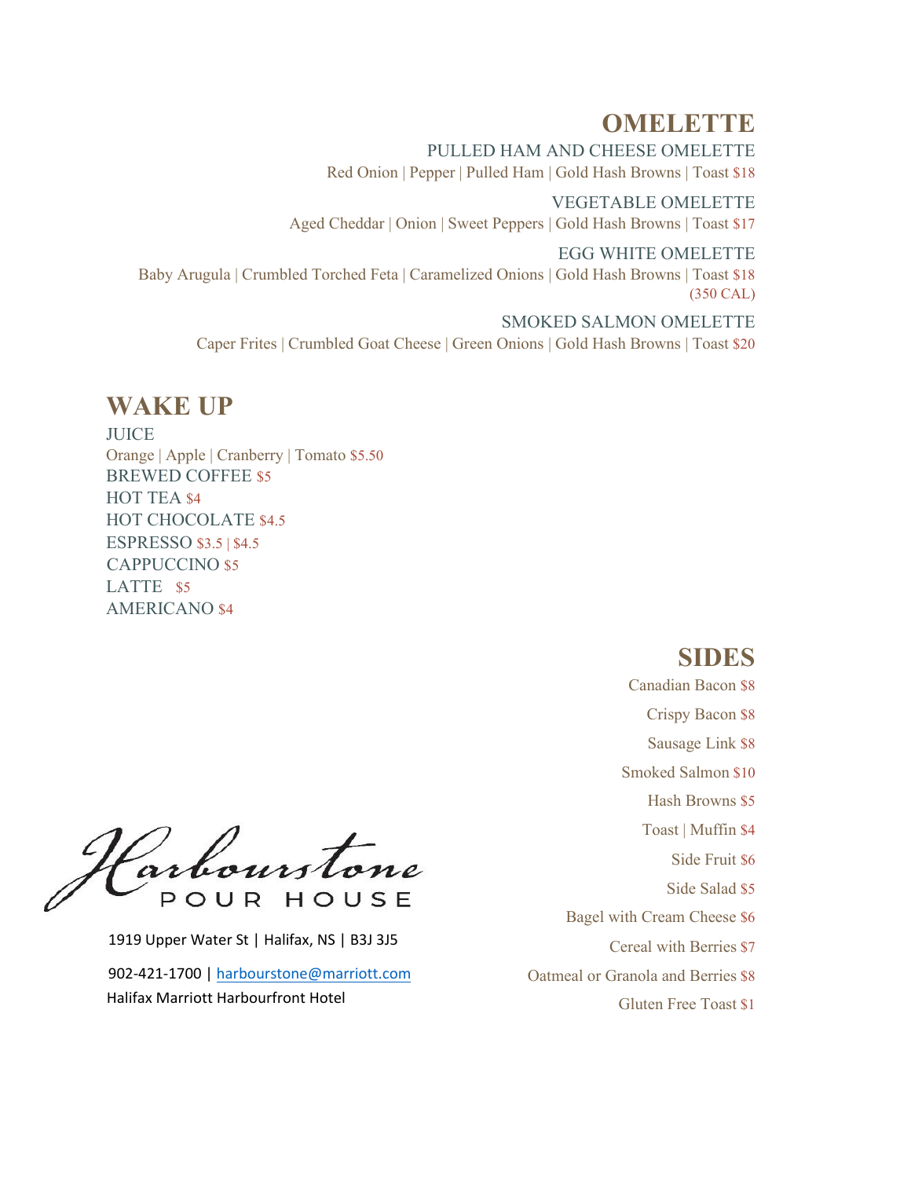## OMELETTE

### PULLED HAM AND CHEESE OMELETTE
Red Onion | Pepper | Pulled Ham | Gold Hash Browns | Toast $18

### VEGETABLE OMELETTE
Aged Cheddar | Onion | Sweet Peppers | Gold Hash Browns | Toast $17

### EGG WHITE OMELETTE
Baby Arugula | Crumbled Torched Feta | Caramelized Onions | Gold Hash Browns | Toast $18
(350 CAL)

### SMOKED SALMON OMELETTE
Caper Frites | Crumbled Goat Cheese | Green Onions | Gold Hash Browns | Toast $20

## WAKE UP

JUICE
Orange | Apple | Cranberry | Tomato $5.50
BREWED COFFEE $5
HOT TEA $4
HOT CHOCOLATE $4.5
ESPRESSO $3.5 | $4.5
CAPPUCCINO $5
LATTE $5
AMERICANO $4

## SIDES

Canadian Bacon $8
Crispy Bacon $8
Sausage Link $8
Smoked Salmon $10
Hash Browns $5
Toast | Muffin $4
Side Fruit $6
Side Salad $5
Bagel with Cream Cheese $6
Cereal with Berries $7
Oatmeal or Granola and Berries $8
Gluten Free Toast $1

Harbourstone
POUR HOUSE

1919 Upper Water St | Halifax, NS | B3J 3J5
902-421-1700 | harbourstone@marriott.com
Halifax Marriott Harbourfront Hotel